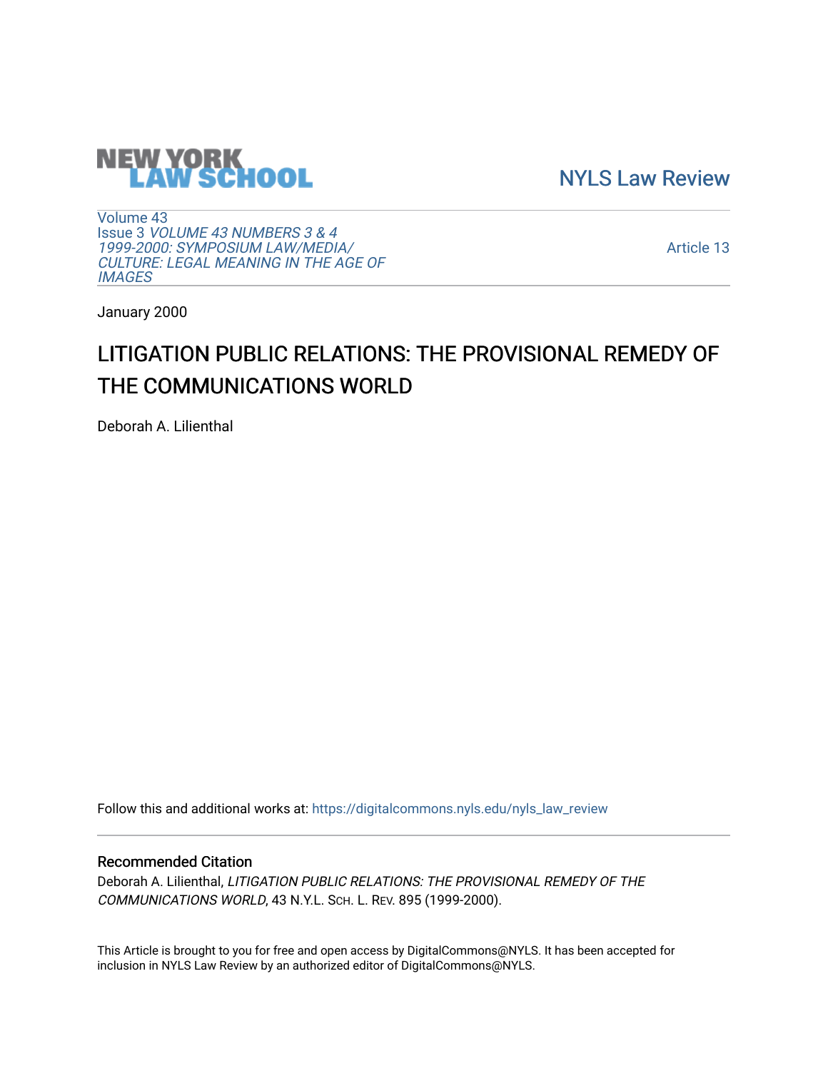NEW YORK LAW SCHOOL

NYLS Law Review

Volume 43
Issue 3 *VOLUME 43 NUMBERS 3 & 4 1999-2000: SYMPOSIUM LAW/MEDIA/ CULTURE: LEGAL MEANING IN THE AGE OF IMAGES*

Article 13

January 2000

# LITIGATION PUBLIC RELATIONS: THE PROVISIONAL REMEDY OF THE COMMUNICATIONS WORLD

Deborah A. Lilienthal

Follow this and additional works at: https://digitalcommons.nyls.edu/nyls_law_review

## Recommended Citation

Deborah A. Lilienthal, *LITIGATION PUBLIC RELATIONS: THE PROVISIONAL REMEDY OF THE COMMUNICATIONS WORLD*, 43 N.Y.L. Sch. L. Rev. 895 (1999-2000).

This Article is brought to you for free and open access by DigitalCommons@NYLS. It has been accepted for inclusion in NYLS Law Review by an authorized editor of DigitalCommons@NYLS.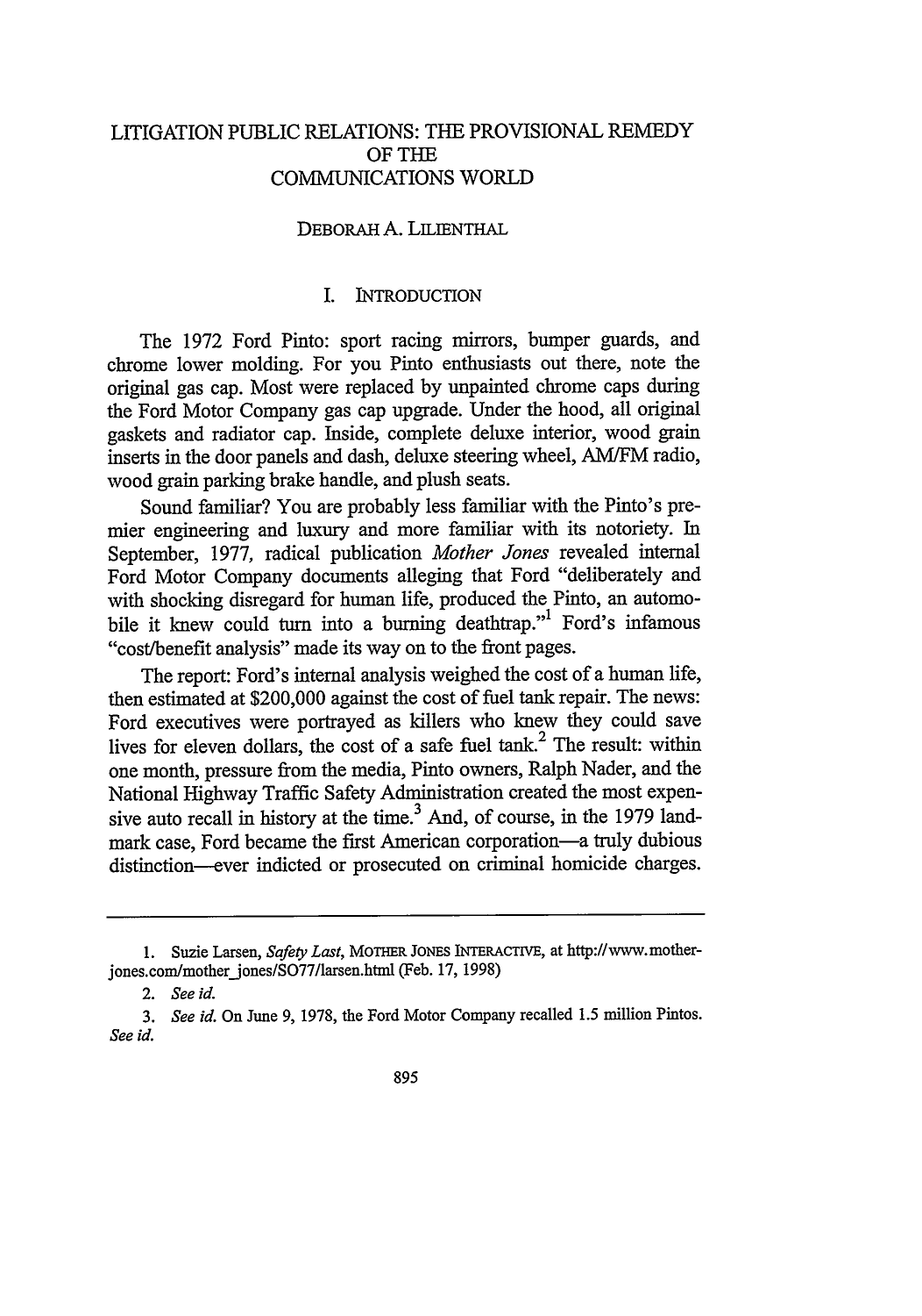# LITIGATION PUBLIC RELATIONS: THE PROVISIONAL REMEDY OF THE COMMUNICATIONS WORLD

DEBORAH A. LILIENTHAL

## I. INTRODUCTION

The 1972 Ford Pinto: sport racing mirrors, bumper guards, and chrome lower molding. For you Pinto enthusiasts out there, note the original gas cap. Most were replaced by unpainted chrome caps during the Ford Motor Company gas cap upgrade. Under the hood, all original gaskets and radiator cap. Inside, complete deluxe interior, wood grain inserts in the door panels and dash, deluxe steering wheel, AM/FM radio, wood grain parking brake handle, and plush seats.

Sound familiar? You are probably less familiar with the Pinto's premier engineering and luxury and more familiar with its notoriety. In September, 1977, radical publication *Mother Jones* revealed internal Ford Motor Company documents alleging that Ford "deliberately and with shocking disregard for human life, produced the Pinto, an automobile it knew could turn into a burning deathtrap."[1] Ford's infamous "cost/benefit analysis" made its way on to the front pages.

The report: Ford's internal analysis weighed the cost of a human life, then estimated at $200,000 against the cost of fuel tank repair. The news: Ford executives were portrayed as killers who knew they could save lives for eleven dollars, the cost of a safe fuel tank.[2] The result: within one month, pressure from the media, Pinto owners, Ralph Nader, and the National Highway Traffic Safety Administration created the most expensive auto recall in history at the time.[3] And, of course, in the 1979 landmark case, Ford became the first American corporation—a truly dubious distinction—ever indicted or prosecuted on criminal homicide charges.

---

1. Suzie Larsen, *Safety Last*, MOTHER JONES INTERACTIVE, at http://www.motherjones.com/mother_jones/SO77/larsen.html (Feb. 17, 1998)

2. *See id.*

3. *See id.* On June 9, 1978, the Ford Motor Company recalled 1.5 million Pintos. *See id.*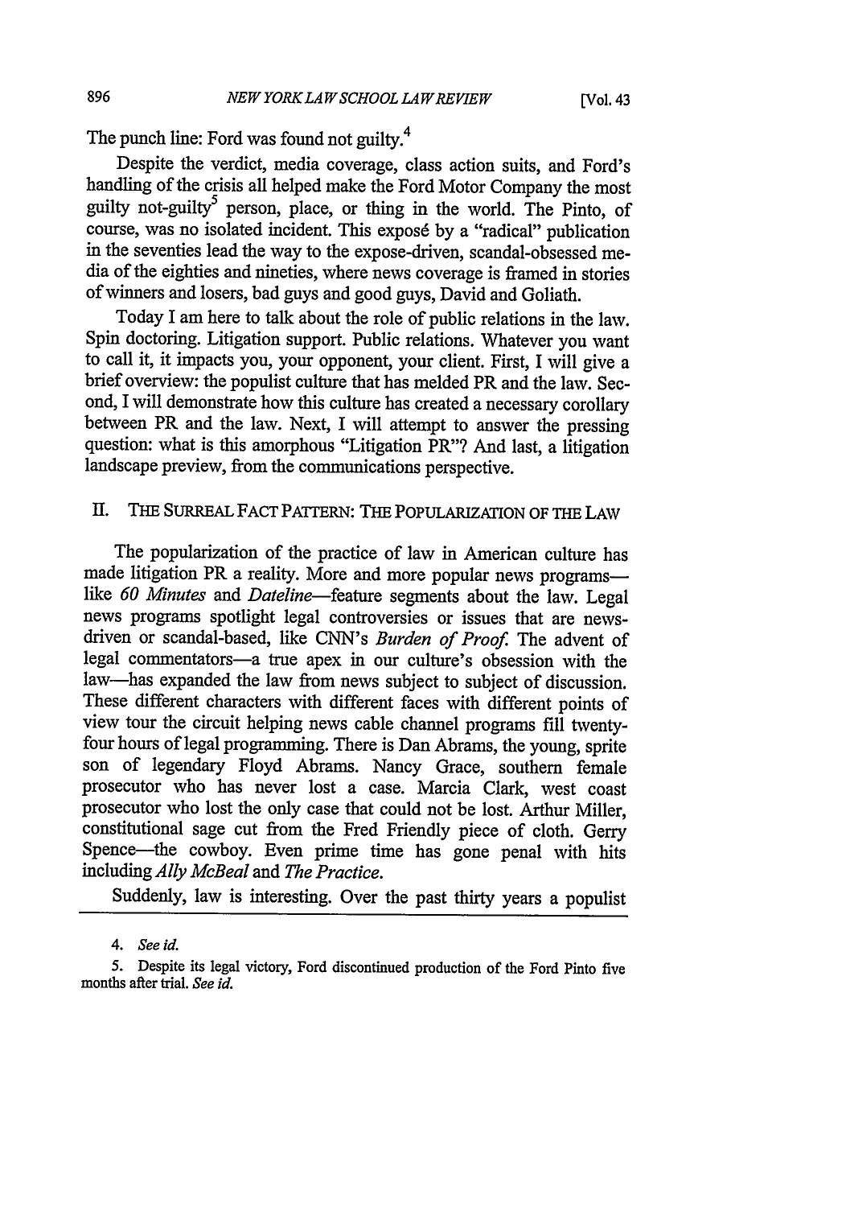The punch line: Ford was found not guilty.[4]

Despite the verdict, media coverage, class action suits, and Ford's handling of the crisis all helped make the Ford Motor Company the most guilty not-guilty[5] person, place, or thing in the world. The Pinto, of course, was no isolated incident. This exposé by a "radical" publication in the seventies lead the way to the expose-driven, scandal-obsessed media of the eighties and nineties, where news coverage is framed in stories of winners and losers, bad guys and good guys, David and Goliath.

Today I am here to talk about the role of public relations in the law. Spin doctoring. Litigation support. Public relations. Whatever you want to call it, it impacts you, your opponent, your client. First, I will give a brief overview: the populist culture that has melded PR and the law. Second, I will demonstrate how this culture has created a necessary corollary between PR and the law. Next, I will attempt to answer the pressing question: what is this amorphous "Litigation PR"? And last, a litigation landscape preview, from the communications perspective.

## II. THE SURREAL FACT PATTERN: THE POPULARIZATION OF THE LAW

The popularization of the practice of law in American culture has made litigation PR a reality. More and more popular news programs—like *60 Minutes* and *Dateline*—feature segments about the law. Legal news programs spotlight legal controversies or issues that are news-driven or scandal-based, like CNN's *Burden of Proof*. The advent of legal commentators—a true apex in our culture's obsession with the law—has expanded the law from news subject to subject of discussion. These different characters with different faces with different points of view tour the circuit helping news cable channel programs fill twenty-four hours of legal programming. There is Dan Abrams, the young, sprite son of legendary Floyd Abrams. Nancy Grace, southern female prosecutor who has never lost a case. Marcia Clark, west coast prosecutor who lost the only case that could not be lost. Arthur Miller, constitutional sage cut from the Fred Friendly piece of cloth. Gerry Spence—the cowboy. Even prime time has gone penal with hits including *Ally McBeal* and *The Practice*.

Suddenly, law is interesting. Over the past thirty years a populist

---

4. *See id.*

5. Despite its legal victory, Ford discontinued production of the Ford Pinto five months after trial. *See id.*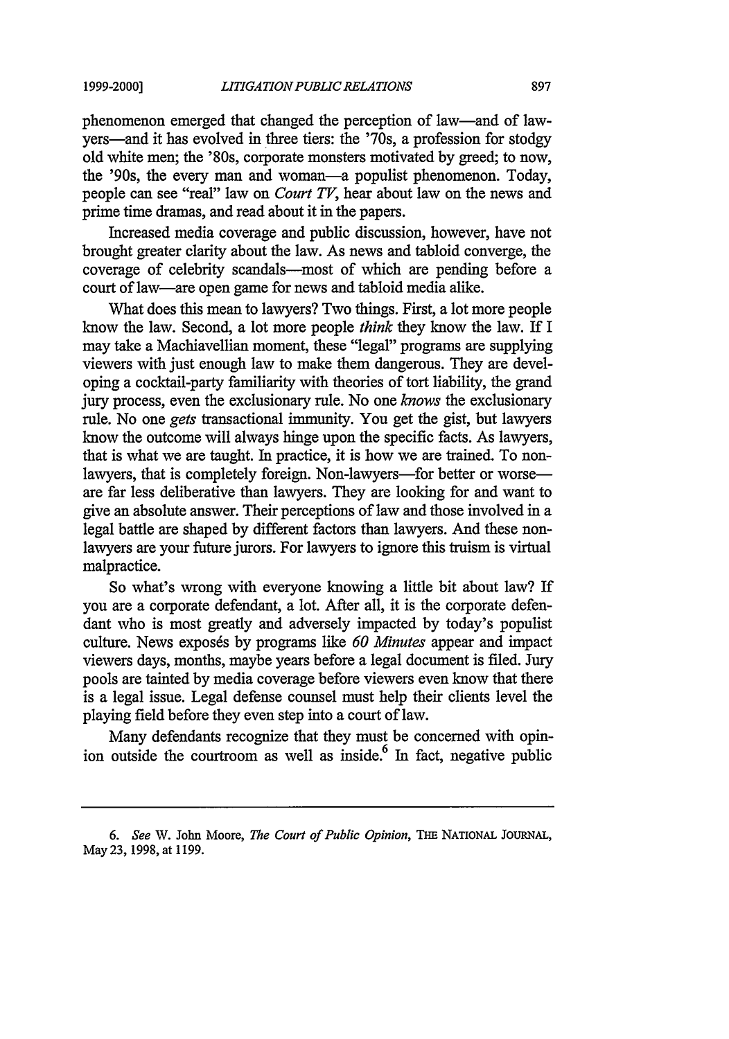phenomenon emerged that changed the perception of law—and of lawyers—and it has evolved in three tiers: the '70s, a profession for stodgy old white men; the '80s, corporate monsters motivated by greed; to now, the '90s, the every man and woman—a populist phenomenon. Today, people can see "real" law on *Court TV*, hear about law on the news and prime time dramas, and read about it in the papers.

Increased media coverage and public discussion, however, have not brought greater clarity about the law. As news and tabloid converge, the coverage of celebrity scandals—most of which are pending before a court of law—are open game for news and tabloid media alike.

What does this mean to lawyers? Two things. First, a lot more people know the law. Second, a lot more people *think* they know the law. If I may take a Machiavellian moment, these "legal" programs are supplying viewers with just enough law to make them dangerous. They are developing a cocktail-party familiarity with theories of tort liability, the grand jury process, even the exclusionary rule. No one *knows* the exclusionary rule. No one *gets* transactional immunity. You get the gist, but lawyers know the outcome will always hinge upon the specific facts. As lawyers, that is what we are taught. In practice, it is how we are trained. To non-lawyers, that is completely foreign. Non-lawyers—for better or worse—are far less deliberative than lawyers. They are looking for and want to give an absolute answer. Their perceptions of law and those involved in a legal battle are shaped by different factors than lawyers. And these non-lawyers are your future jurors. For lawyers to ignore this truism is virtual malpractice.

So what's wrong with everyone knowing a little bit about law? If you are a corporate defendant, a lot. After all, it is the corporate defendant who is most greatly and adversely impacted by today's populist culture. News exposés by programs like *60 Minutes* appear and impact viewers days, months, maybe years before a legal document is filed. Jury pools are tainted by media coverage before viewers even know that there is a legal issue. Legal defense counsel must help their clients level the playing field before they even step into a court of law.

Many defendants recognize that they must be concerned with opinion outside the courtroom as well as inside.[6] In fact, negative public

---

6. *See* W. John Moore, *The Court of Public Opinion*, THE NATIONAL JOURNAL, May 23, 1998, at 1199.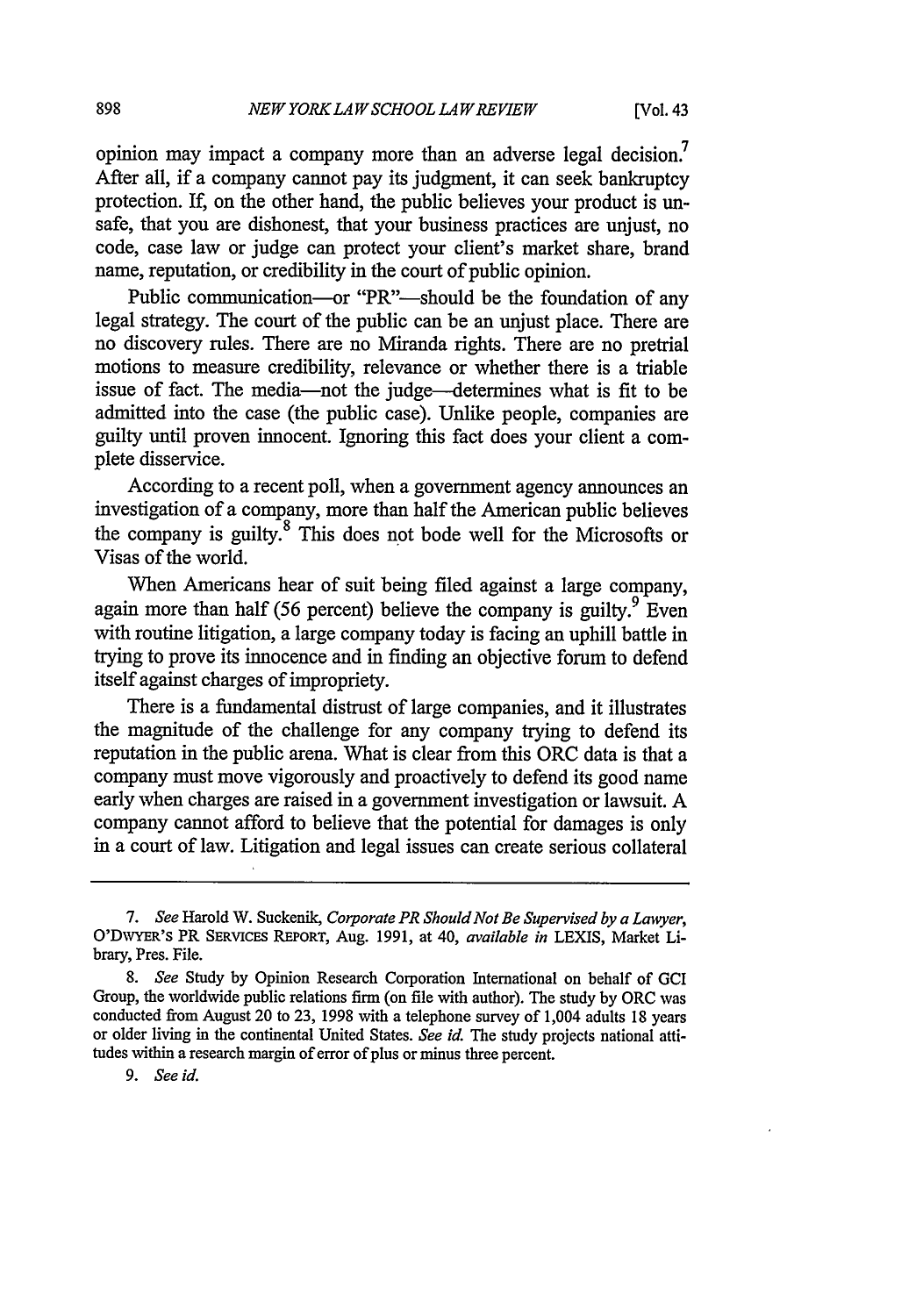opinion may impact a company more than an adverse legal decision.[7] After all, if a company cannot pay its judgment, it can seek bankruptcy protection. If, on the other hand, the public believes your product is unsafe, that you are dishonest, that your business practices are unjust, no code, case law or judge can protect your client's market share, brand name, reputation, or credibility in the court of public opinion.

Public communication—or "PR"—should be the foundation of any legal strategy. The court of the public can be an unjust place. There are no discovery rules. There are no Miranda rights. There are no pretrial motions to measure credibility, relevance or whether there is a triable issue of fact. The media—not the judge—determines what is fit to be admitted into the case (the public case). Unlike people, companies are guilty until proven innocent. Ignoring this fact does your client a complete disservice.

According to a recent poll, when a government agency announces an investigation of a company, more than half the American public believes the company is guilty.[8] This does not bode well for the Microsofts or Visas of the world.

When Americans hear of suit being filed against a large company, again more than half (56 percent) believe the company is guilty.[9] Even with routine litigation, a large company today is facing an uphill battle in trying to prove its innocence and in finding an objective forum to defend itself against charges of impropriety.

There is a fundamental distrust of large companies, and it illustrates the magnitude of the challenge for any company trying to defend its reputation in the public arena. What is clear from this ORC data is that a company must move vigorously and proactively to defend its good name early when charges are raised in a government investigation or lawsuit. A company cannot afford to believe that the potential for damages is only in a court of law. Litigation and legal issues can create serious collateral

---

7. *See* Harold W. Suckenik, *Corporate PR Should Not Be Supervised by a Lawyer*, O'DWYER'S PR SERVICES REPORT, Aug. 1991, at 40, *available in* LEXIS, Market Library, Pres. File.

8. *See* Study by Opinion Research Corporation International on behalf of GCI Group, the worldwide public relations firm (on file with author). The study by ORC was conducted from August 20 to 23, 1998 with a telephone survey of 1,004 adults 18 years or older living in the continental United States. *See id.* The study projects national attitudes within a research margin of error of plus or minus three percent.

9. *See id.*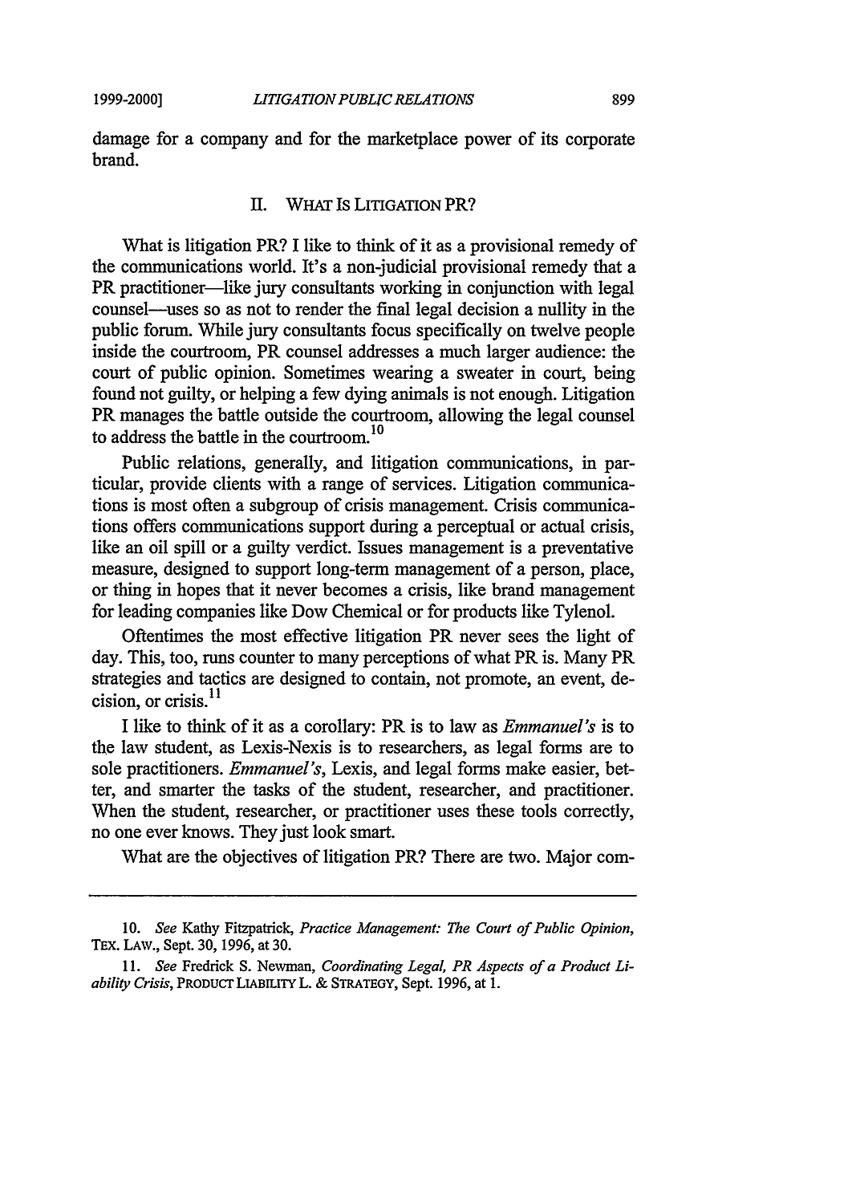damage for a company and for the marketplace power of its corporate brand.

## II. WHAT IS LITIGATION PR?

What is litigation PR? I like to think of it as a provisional remedy of the communications world. It's a non-judicial provisional remedy that a PR practitioner—like jury consultants working in conjunction with legal counsel—uses so as not to render the final legal decision a nullity in the public forum. While jury consultants focus specifically on twelve people inside the courtroom, PR counsel addresses a much larger audience: the court of public opinion. Sometimes wearing a sweater in court, being found not guilty, or helping a few dying animals is not enough. Litigation PR manages the battle outside the courtroom, allowing the legal counsel to address the battle in the courtroom.[10]

Public relations, generally, and litigation communications, in particular, provide clients with a range of services. Litigation communications is most often a subgroup of crisis management. Crisis communications offers communications support during a perceptual or actual crisis, like an oil spill or a guilty verdict. Issues management is a preventative measure, designed to support long-term management of a person, place, or thing in hopes that it never becomes a crisis, like brand management for leading companies like Dow Chemical or for products like Tylenol.

Oftentimes the most effective litigation PR never sees the light of day. This, too, runs counter to many perceptions of what PR is. Many PR strategies and tactics are designed to contain, not promote, an event, decision, or crisis.[11]

I like to think of it as a corollary: PR is to law as *Emmanuel's* is to the law student, as Lexis-Nexis is to researchers, as legal forms are to sole practitioners. *Emmanuel's*, Lexis, and legal forms make easier, better, and smarter the tasks of the student, researcher, and practitioner. When the student, researcher, or practitioner uses these tools correctly, no one ever knows. They just look smart.

What are the objectives of litigation PR? There are two. Major com-

---

10. *See* Kathy Fitzpatrick, *Practice Management: The Court of Public Opinion*, TEX. LAW., Sept. 30, 1996, at 30.

11. *See* Fredrick S. Newman, *Coordinating Legal, PR Aspects of a Product Liability Crisis*, PRODUCT LIABILITY L. & STRATEGY, Sept. 1996, at 1.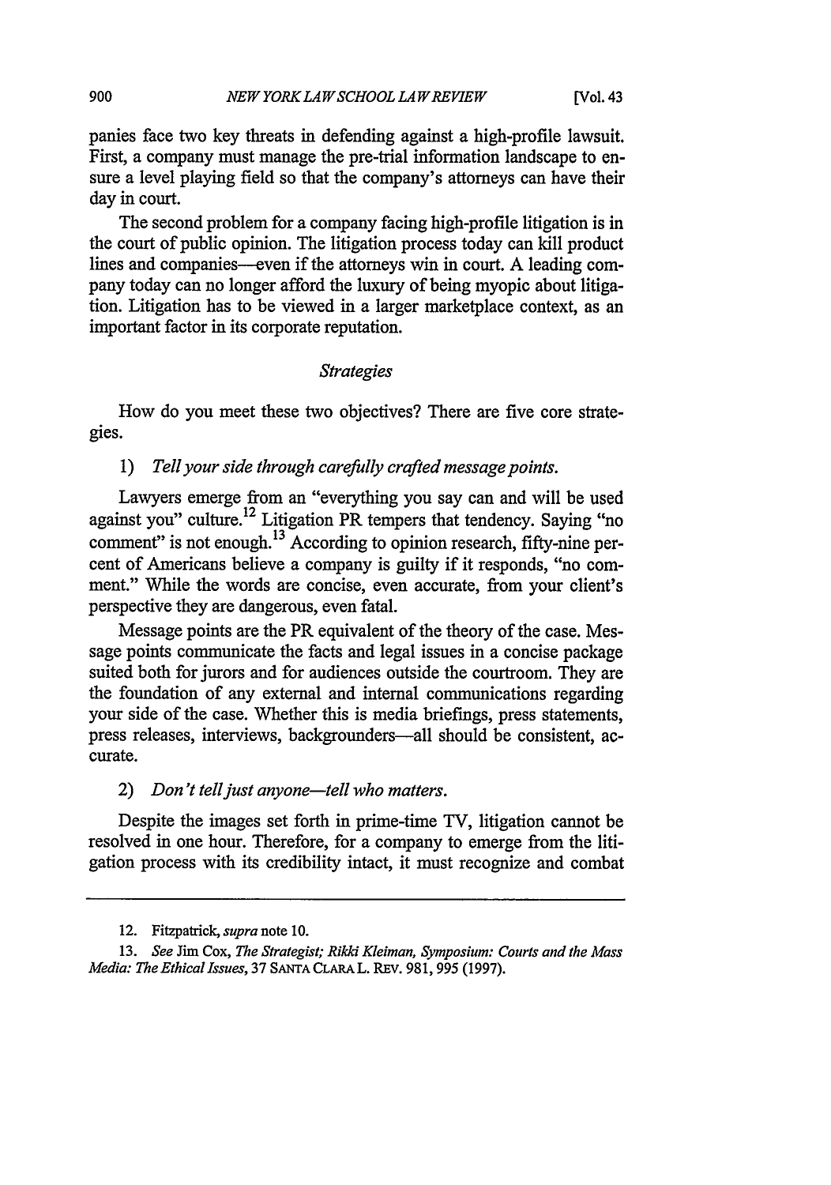panies face two key threats in defending against a high-profile lawsuit. First, a company must manage the pre-trial information landscape to ensure a level playing field so that the company's attorneys can have their day in court.

The second problem for a company facing high-profile litigation is in the court of public opinion. The litigation process today can kill product lines and companies—even if the attorneys win in court. A leading company today can no longer afford the luxury of being myopic about litigation. Litigation has to be viewed in a larger marketplace context, as an important factor in its corporate reputation.

*Strategies*

How do you meet these two objectives? There are five core strategies.

1) *Tell your side through carefully crafted message points.*

Lawyers emerge from an "everything you say can and will be used against you" culture.[12] Litigation PR tempers that tendency. Saying "no comment" is not enough.[13] According to opinion research, fifty-nine percent of Americans believe a company is guilty if it responds, "no comment." While the words are concise, even accurate, from your client's perspective they are dangerous, even fatal.

Message points are the PR equivalent of the theory of the case. Message points communicate the facts and legal issues in a concise package suited both for jurors and for audiences outside the courtroom. They are the foundation of any external and internal communications regarding your side of the case. Whether this is media briefings, press statements, press releases, interviews, backgrounders—all should be consistent, accurate.

2) *Don't tell just anyone—tell who matters.*

Despite the images set forth in prime-time TV, litigation cannot be resolved in one hour. Therefore, for a company to emerge from the litigation process with its credibility intact, it must recognize and combat

---

12. Fitzpatrick, *supra* note 10.

13. *See* Jim Cox, *The Strategist; Rikki Kleiman, Symposium: Courts and the Mass Media: The Ethical Issues*, 37 SANTA CLARA L. REV. 981, 995 (1997).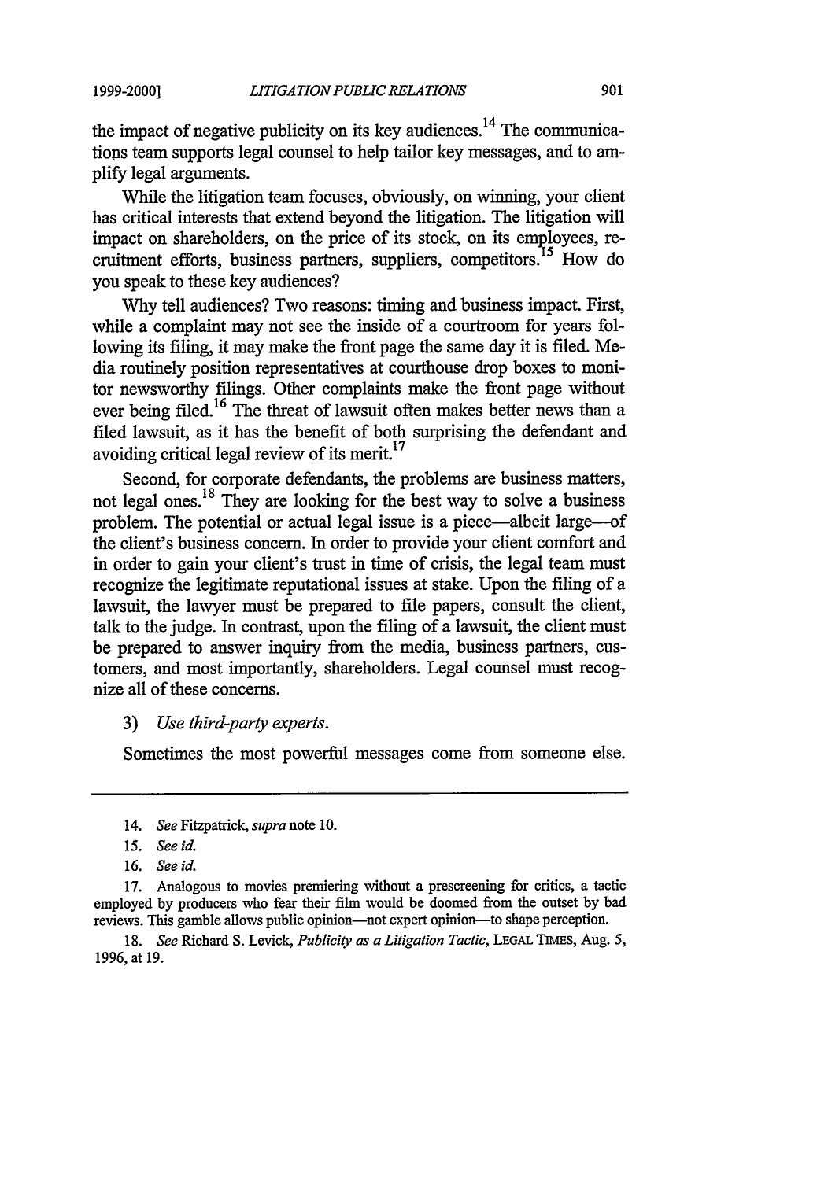the impact of negative publicity on its key audiences.[14] The communications team supports legal counsel to help tailor key messages, and to amplify legal arguments.

While the litigation team focuses, obviously, on winning, your client has critical interests that extend beyond the litigation. The litigation will impact on shareholders, on the price of its stock, on its employees, recruitment efforts, business partners, suppliers, competitors.[15] How do you speak to these key audiences?

Why tell audiences? Two reasons: timing and business impact. First, while a complaint may not see the inside of a courtroom for years following its filing, it may make the front page the same day it is filed. Media routinely position representatives at courthouse drop boxes to monitor newsworthy filings. Other complaints make the front page without ever being filed.[16] The threat of lawsuit often makes better news than a filed lawsuit, as it has the benefit of both surprising the defendant and avoiding critical legal review of its merit.[17]

Second, for corporate defendants, the problems are business matters, not legal ones.[18] They are looking for the best way to solve a business problem. The potential or actual legal issue is a piece—albeit large—of the client's business concern. In order to provide your client comfort and in order to gain your client's trust in time of crisis, the legal team must recognize the legitimate reputational issues at stake. Upon the filing of a lawsuit, the lawyer must be prepared to file papers, consult the client, talk to the judge. In contrast, upon the filing of a lawsuit, the client must be prepared to answer inquiry from the media, business partners, customers, and most importantly, shareholders. Legal counsel must recognize all of these concerns.

3) *Use third-party experts.*

Sometimes the most powerful messages come from someone else.

---

14. *See* Fitzpatrick, *supra* note 10.

15. *See id.*

16. *See id.*

17. Analogous to movies premiering without a prescreening for critics, a tactic employed by producers who fear their film would be doomed from the outset by bad reviews. This gamble allows public opinion—not expert opinion—to shape perception.

18. *See* Richard S. Levick, *Publicity as a Litigation Tactic*, LEGAL TIMES, Aug. 5, 1996, at 19.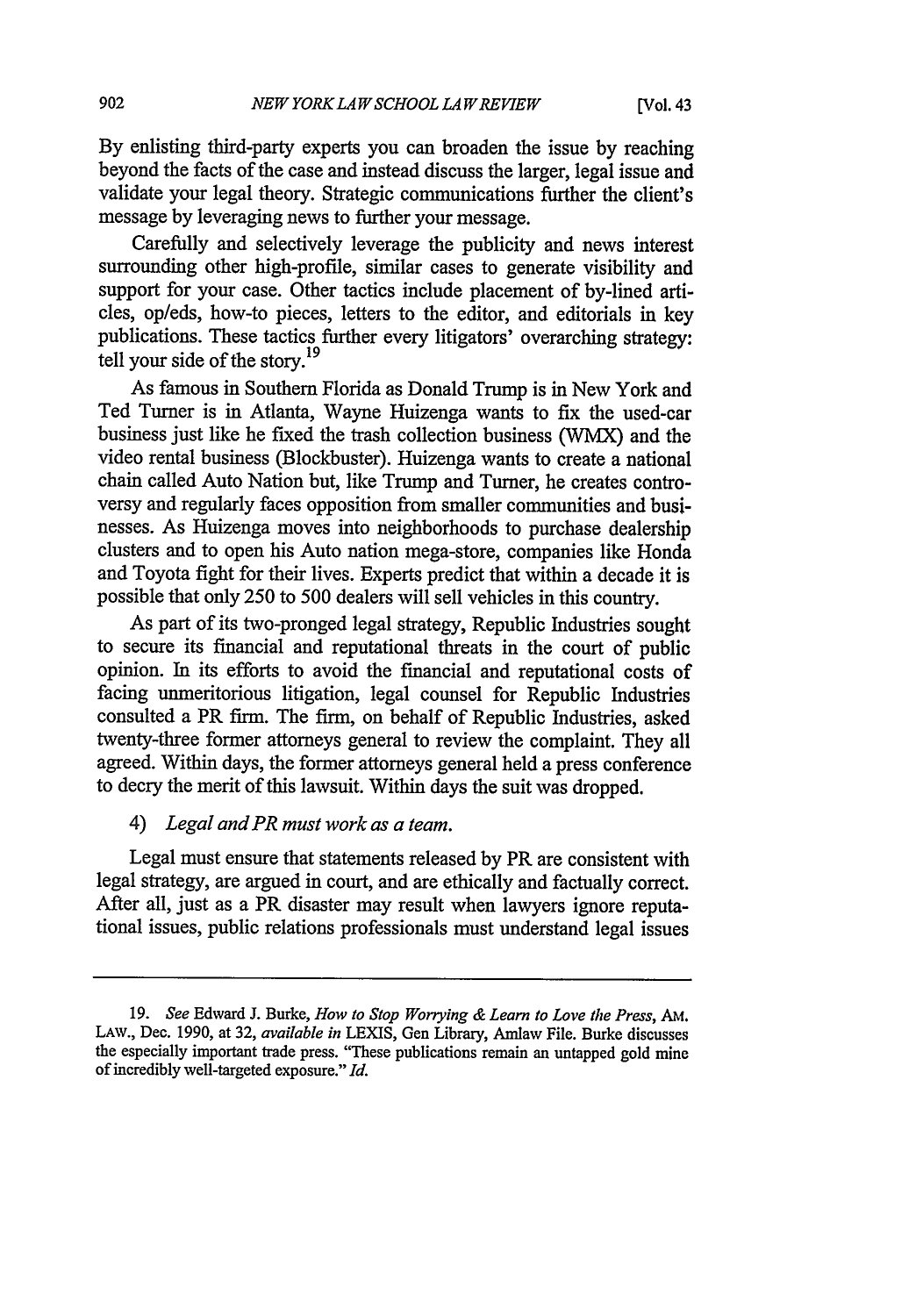By enlisting third-party experts you can broaden the issue by reaching beyond the facts of the case and instead discuss the larger, legal issue and validate your legal theory. Strategic communications further the client's message by leveraging news to further your message.

Carefully and selectively leverage the publicity and news interest surrounding other high-profile, similar cases to generate visibility and support for your case. Other tactics include placement of by-lined articles, op/eds, how-to pieces, letters to the editor, and editorials in key publications. These tactics further every litigators' overarching strategy: tell your side of the story.[19]

As famous in Southern Florida as Donald Trump is in New York and Ted Turner is in Atlanta, Wayne Huizenga wants to fix the used-car business just like he fixed the trash collection business (WMX) and the video rental business (Blockbuster). Huizenga wants to create a national chain called Auto Nation but, like Trump and Turner, he creates controversy and regularly faces opposition from smaller communities and businesses. As Huizenga moves into neighborhoods to purchase dealership clusters and to open his Auto nation mega-store, companies like Honda and Toyota fight for their lives. Experts predict that within a decade it is possible that only 250 to 500 dealers will sell vehicles in this country.

As part of its two-pronged legal strategy, Republic Industries sought to secure its financial and reputational threats in the court of public opinion. In its efforts to avoid the financial and reputational costs of facing unmeritorious litigation, legal counsel for Republic Industries consulted a PR firm. The firm, on behalf of Republic Industries, asked twenty-three former attorneys general to review the complaint. They all agreed. Within days, the former attorneys general held a press conference to decry the merit of this lawsuit. Within days the suit was dropped.

4) *Legal and PR must work as a team.*

Legal must ensure that statements released by PR are consistent with legal strategy, are argued in court, and are ethically and factually correct. After all, just as a PR disaster may result when lawyers ignore reputational issues, public relations professionals must understand legal issues

---

19. *See* Edward J. Burke, *How to Stop Worrying & Learn to Love the Press*, AM. LAW., Dec. 1990, at 32, *available in* LEXIS, Gen Library, Amlaw File. Burke discusses the especially important trade press. "These publications remain an untapped gold mine of incredibly well-targeted exposure." *Id.*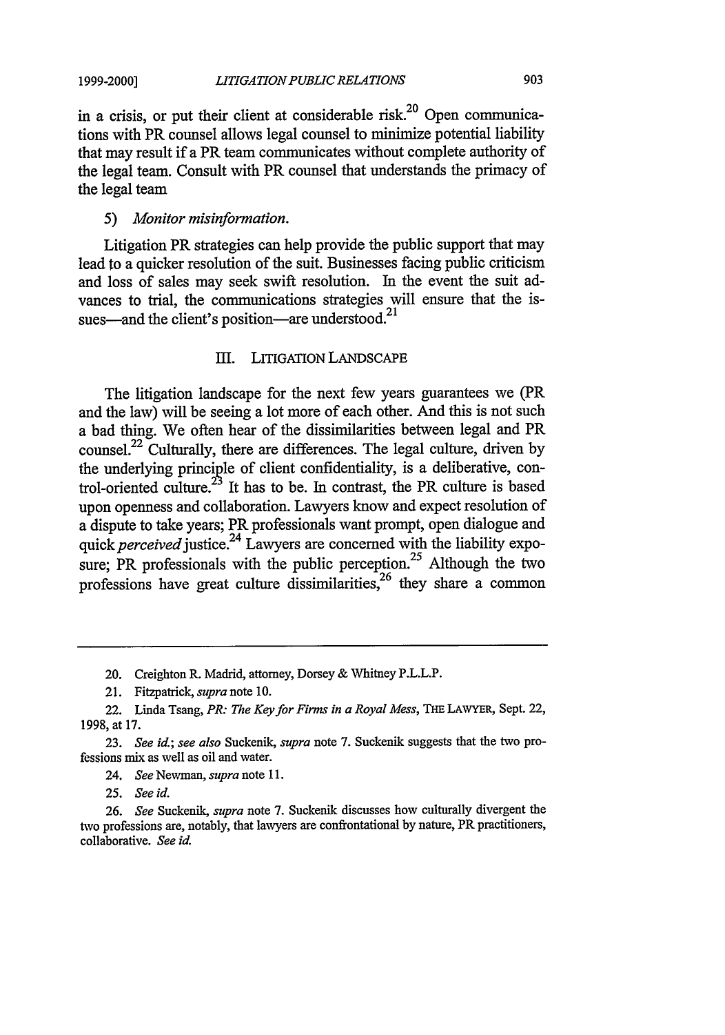in a crisis, or put their client at considerable risk.[20] Open communications with PR counsel allows legal counsel to minimize potential liability that may result if a PR team communicates without complete authority of the legal team. Consult with PR counsel that understands the primacy of the legal team

5) *Monitor misinformation.*

Litigation PR strategies can help provide the public support that may lead to a quicker resolution of the suit. Businesses facing public criticism and loss of sales may seek swift resolution. In the event the suit advances to trial, the communications strategies will ensure that the issues—and the client's position—are understood.[21]

## III. LITIGATION LANDSCAPE

The litigation landscape for the next few years guarantees we (PR and the law) will be seeing a lot more of each other. And this is not such a bad thing. We often hear of the dissimilarities between legal and PR counsel.[22] Culturally, there are differences. The legal culture, driven by the underlying principle of client confidentiality, is a deliberative, control-oriented culture.[23] It has to be. In contrast, the PR culture is based upon openness and collaboration. Lawyers know and expect resolution of a dispute to take years; PR professionals want prompt, open dialogue and quick *perceived* justice.[24] Lawyers are concerned with the liability exposure; PR professionals with the public perception.[25] Although the two professions have great culture dissimilarities,[26] they share a common

---

20. Creighton R. Madrid, attorney, Dorsey & Whitney P.L.L.P.

21. Fitzpatrick, *supra* note 10.

22. Linda Tsang, *PR: The Key for Firms in a Royal Mess*, THE LAWYER, Sept. 22, 1998, at 17.

23. *See id.*; *see also* Suckenik, *supra* note 7. Suckenik suggests that the two professions mix as well as oil and water.

24. *See* Newman, *supra* note 11.

25. *See id.*

26. *See* Suckenik, *supra* note 7. Suckenik discusses how culturally divergent the two professions are, notably, that lawyers are confrontational by nature, PR practitioners, collaborative. *See id.*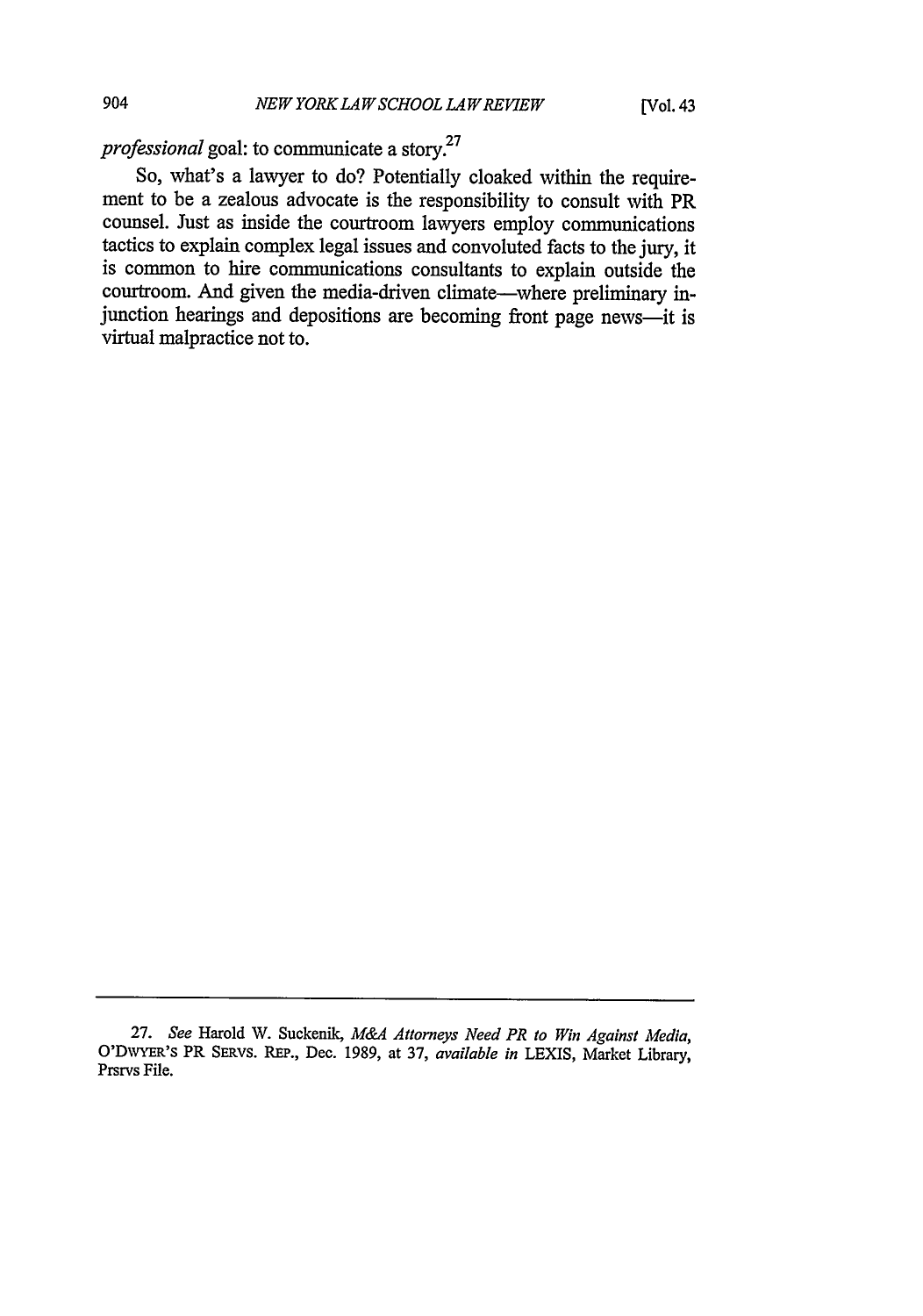*professional* goal: to communicate a story.[27]

So, what's a lawyer to do? Potentially cloaked within the requirement to be a zealous advocate is the responsibility to consult with PR counsel. Just as inside the courtroom lawyers employ communications tactics to explain complex legal issues and convoluted facts to the jury, it is common to hire communications consultants to explain outside the courtroom. And given the media-driven climate—where preliminary injunction hearings and depositions are becoming front page news—it is virtual malpractice not to.

---

27. *See* Harold W. Suckenik, *M&A Attorneys Need PR to Win Against Media*, O'DWYER'S PR SERVS. REP., Dec. 1989, at 37, *available in* LEXIS, Market Library, Prsrvs File.